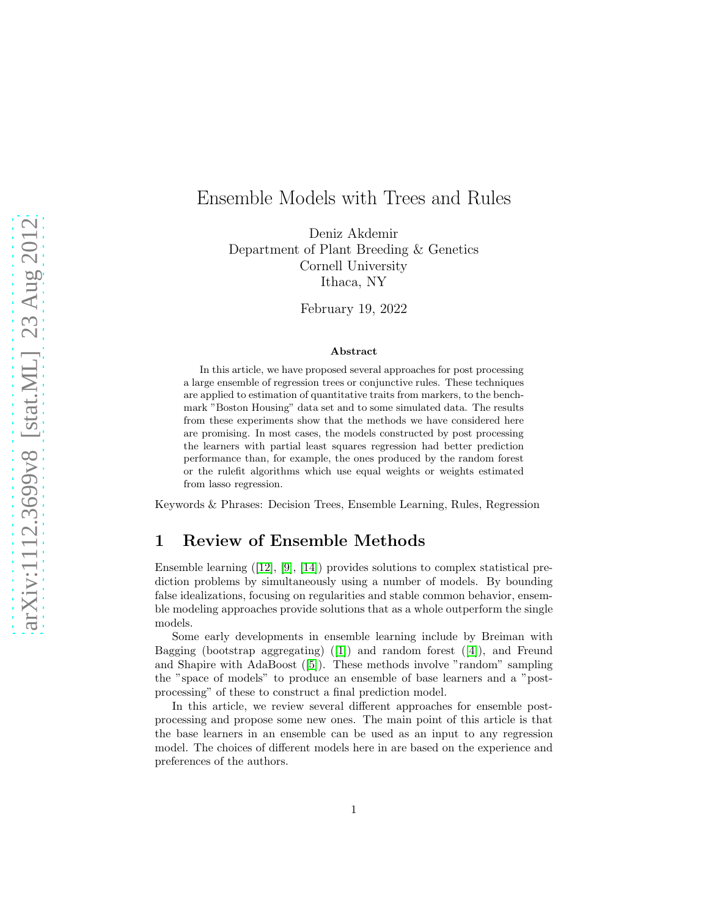# Ensemble Models with Trees and Rules

Deniz Akdemir
Department of Plant Breeding & Genetics
Cornell University
Ithaca, NY

February 19, 2022

### Abstract

In this article, we have proposed several approaches for post processing a large ensemble of regression trees or conjunctive rules. These techniques are applied to estimation of quantitative traits from markers, to the benchmark "Boston Housing" data set and to some simulated data. The results from these experiments show that the methods we have considered here are promising. In most cases, the models constructed by post processing the learners with partial least squares regression had better prediction performance than, for example, the ones produced by the random forest or the rulefit algorithms which use equal weights or weights estimated from lasso regression.

Keywords & Phrases: Decision Trees, Ensemble Learning, Rules, Regression

## 1 Review of Ensemble Methods

Ensemble learning ([12], [9], [14]) provides solutions to complex statistical prediction problems by simultaneously using a number of models. By bounding false idealizations, focusing on regularities and stable common behavior, ensemble modeling approaches provide solutions that as a whole outperform the single models.

Some early developments in ensemble learning include by Breiman with Bagging (bootstrap aggregating) ([1]) and random forest ([4]), and Freund and Shapire with AdaBoost ([5]). These methods involve "random" sampling the "space of models" to produce an ensemble of base learners and a "post-processing" of these to construct a final prediction model.

In this article, we review several different approaches for ensemble post-processing and propose some new ones. The main point of this article is that the base learners in an ensemble can be used as an input to any regression model. The choices of different models here in are based on the experience and preferences of the authors.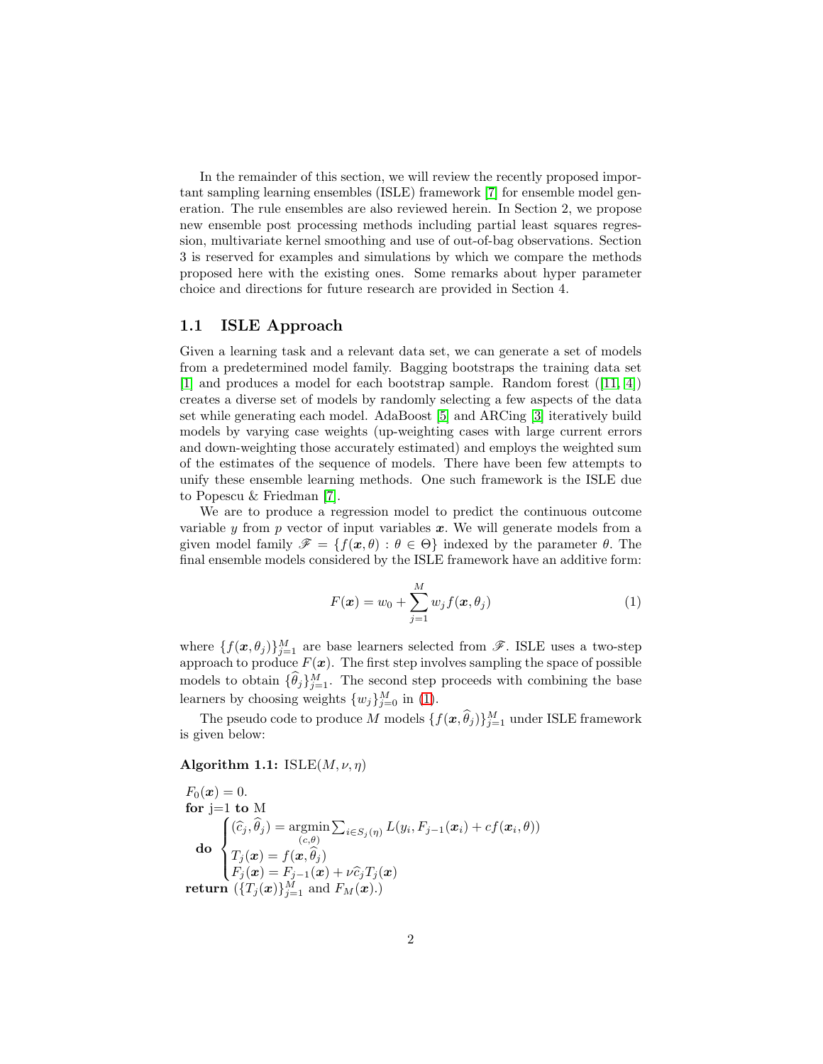In the remainder of this section, we will review the recently proposed important sampling learning ensembles (ISLE) framework [7] for ensemble model generation. The rule ensembles are also reviewed herein. In Section 2, we propose new ensemble post processing methods including partial least squares regression, multivariate kernel smoothing and use of out-of-bag observations. Section 3 is reserved for examples and simulations by which we compare the methods proposed here with the existing ones. Some remarks about hyper parameter choice and directions for future research are provided in Section 4.

### 1.1 ISLE Approach

Given a learning task and a relevant data set, we can generate a set of models from a predetermined model family. Bagging bootstraps the training data set [1] and produces a model for each bootstrap sample. Random forest ([11, 4]) creates a diverse set of models by randomly selecting a few aspects of the data set while generating each model. AdaBoost [5] and ARCing [3] iteratively build models by varying case weights (up-weighting cases with large current errors and down-weighting those accurately estimated) and employs the weighted sum of the estimates of the sequence of models. There have been few attempts to unify these ensemble learning methods. One such framework is the ISLE due to Popescu & Friedman [7].

We are to produce a regression model to predict the continuous outcome variable $y$ from $p$ vector of input variables $\boldsymbol{x}$. We will generate models from a given model family $\mathscr{F} = \{f(\boldsymbol{x}, \theta) : \theta \in \Theta\}$ indexed by the parameter $\theta$. The final ensemble models considered by the ISLE framework have an additive form:

$$F(\boldsymbol{x}) = w_0 + \sum_{j=1}^{M} w_j f(\boldsymbol{x}, \theta_j) \tag{1}$$

where $\{f(\boldsymbol{x}, \theta_j)\}_{j=1}^{M}$ are base learners selected from $\mathscr{F}$. ISLE uses a two-step approach to produce $F(\boldsymbol{x})$. The first step involves sampling the space of possible models to obtain $\{\widehat{\theta}_j\}_{j=1}^{M}$. The second step proceeds with combining the base learners by choosing weights $\{w_j\}_{j=0}^{M}$ in (1).

The pseudo code to produce $M$ models $\{f(\boldsymbol{x}, \widehat{\theta}_j)\}_{j=1}^{M}$ under ISLE framework is given below:

**Algorithm 1.1:** ISLE$(M, \nu, \eta)$

$F_0(\boldsymbol{x}) = 0.$
**for** j=1 **to** M

$$\textbf{do} \begin{cases} (\widehat{c}_j, \widehat{\theta}_j) = \underset{(c,\theta)}{\operatorname{argmin}} \sum_{i \in S_j(\eta)} L(y_i, F_{j-1}(\boldsymbol{x}_i) + c f(\boldsymbol{x}_i, \theta)) \\ T_j(\boldsymbol{x}) = f(\boldsymbol{x}, \widehat{\theta}_j) \\ F_j(\boldsymbol{x}) = F_{j-1}(\boldsymbol{x}) + \nu \widehat{c}_j T_j(\boldsymbol{x}) \end{cases}$$

**return** ($\{T_j(\boldsymbol{x})\}_{j=1}^{M}$ and $F_M(\boldsymbol{x})$.)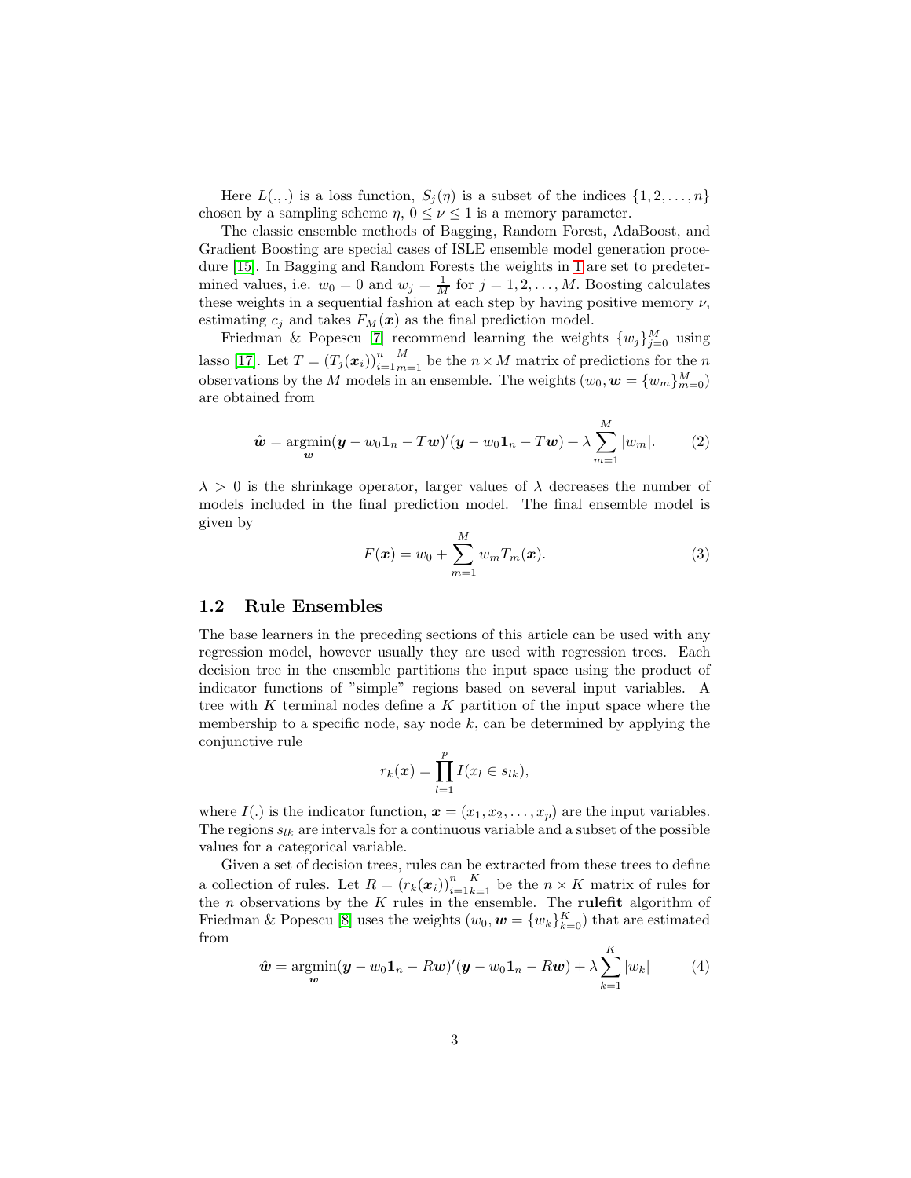Here $L(.,.)$ is a loss function, $S_j(\eta)$ is a subset of the indices $\{1, 2, \ldots, n\}$ chosen by a sampling scheme $\eta$, $0 \le \nu \le 1$ is a memory parameter.

The classic ensemble methods of Bagging, Random Forest, AdaBoost, and Gradient Boosting are special cases of ISLE ensemble model generation procedure [15]. In Bagging and Random Forests the weights in 1 are set to predetermined values, i.e. $w_0 = 0$ and $w_j = \frac{1}{M}$ for $j = 1, 2, \ldots, M$. Boosting calculates these weights in a sequential fashion at each step by having positive memory $\nu$, estimating $c_j$ and takes $F_M(\boldsymbol{x})$ as the final prediction model.

Friedman & Popescu [7] recommend learning the weights $\{w_j\}_{j=0}^{M}$ using lasso [17]. Let $T = (T_j(\boldsymbol{x}_i))_{i=1}^{n}{}_{m=1}^{M}$ be the $n \times M$ matrix of predictions for the $n$ observations by the $M$ models in an ensemble. The weights $(w_0, \boldsymbol{w} = \{w_m\}_{m=0}^{M})$ are obtained from

$$\hat{\boldsymbol{w}} = \underset{\boldsymbol{w}}{\operatorname{argmin}} (\boldsymbol{y} - w_0 \mathbf{1}_n - T\boldsymbol{w})'(\boldsymbol{y} - w_0 \mathbf{1}_n - T\boldsymbol{w}) + \lambda \sum_{m=1}^{M} |w_m|. \tag{2}$$

$\lambda > 0$ is the shrinkage operator, larger values of $\lambda$ decreases the number of models included in the final prediction model. The final ensemble model is given by

$$F(\boldsymbol{x}) = w_0 + \sum_{m=1}^{M} w_m T_m(\boldsymbol{x}). \tag{3}$$

## 1.2 Rule Ensembles

The base learners in the preceding sections of this article can be used with any regression model, however usually they are used with regression trees. Each decision tree in the ensemble partitions the input space using the product of indicator functions of "simple" regions based on several input variables. A tree with $K$ terminal nodes define a $K$ partition of the input space where the membership to a specific node, say node $k$, can be determined by applying the conjunctive rule

$$r_k(\boldsymbol{x}) = \prod_{l=1}^{p} I(x_l \in s_{lk}),$$

where $I(.)$ is the indicator function, $\boldsymbol{x} = (x_1, x_2, \ldots, x_p)$ are the input variables. The regions $s_{lk}$ are intervals for a continuous variable and a subset of the possible values for a categorical variable.

Given a set of decision trees, rules can be extracted from these trees to define a collection of rules. Let $R = (r_k(\boldsymbol{x}_i))_{i=1}^{n}{}_{k=1}^{K}$ be the $n \times K$ matrix of rules for the $n$ observations by the $K$ rules in the ensemble. The **rulefit** algorithm of Friedman & Popescu [8] uses the weights $(w_0, \boldsymbol{w} = \{w_k\}_{k=0}^{K})$ that are estimated from

$$\hat{\boldsymbol{w}} = \underset{\boldsymbol{w}}{\operatorname{argmin}} (\boldsymbol{y} - w_0 \mathbf{1}_n - R\boldsymbol{w})'(\boldsymbol{y} - w_0 \mathbf{1}_n - R\boldsymbol{w}) + \lambda \sum_{k=1}^{K} |w_k| \tag{4}$$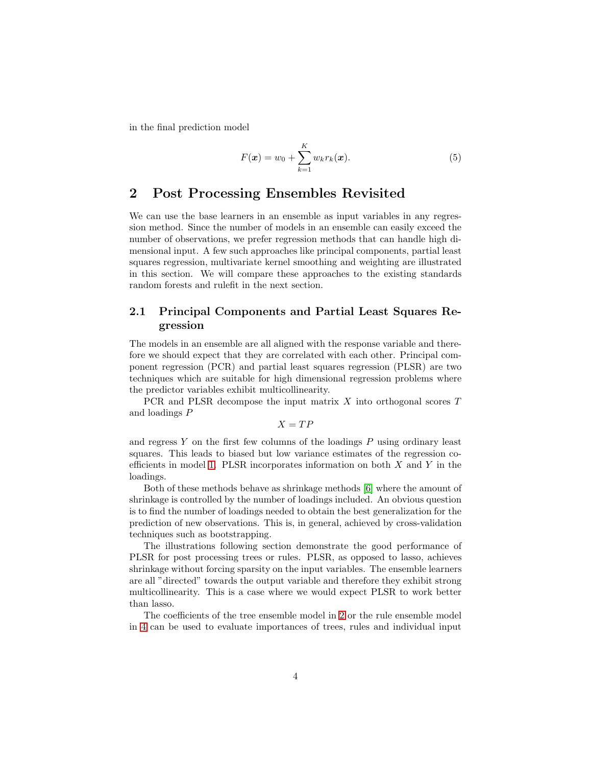in the final prediction model

$$F(\boldsymbol{x}) = w_0 + \sum_{k=1}^{K} w_k r_k(\boldsymbol{x}). \tag{5}$$

## 2 Post Processing Ensembles Revisited

We can use the base learners in an ensemble as input variables in any regression method. Since the number of models in an ensemble can easily exceed the number of observations, we prefer regression methods that can handle high dimensional input. A few such approaches like principal components, partial least squares regression, multivariate kernel smoothing and weighting are illustrated in this section. We will compare these approaches to the existing standards random forests and rulefit in the next section.

### 2.1 Principal Components and Partial Least Squares Regression

The models in an ensemble are all aligned with the response variable and therefore we should expect that they are correlated with each other. Principal component regression (PCR) and partial least squares regression (PLSR) are two techniques which are suitable for high dimensional regression problems where the predictor variables exhibit multicollinearity.

PCR and PLSR decompose the input matrix $X$ into orthogonal scores $T$ and loadings $P$

$$X = TP$$

and regress $Y$ on the first few columns of the loadings $P$ using ordinary least squares. This leads to biased but low variance estimates of the regression coefficients in model 1. PLSR incorporates information on both $X$ and $Y$ in the loadings.

Both of these methods behave as shrinkage methods [6] where the amount of shrinkage is controlled by the number of loadings included. An obvious question is to find the number of loadings needed to obtain the best generalization for the prediction of new observations. This is, in general, achieved by cross-validation techniques such as bootstrapping.

The illustrations following section demonstrate the good performance of PLSR for post processing trees or rules. PLSR, as opposed to lasso, achieves shrinkage without forcing sparsity on the input variables. The ensemble learners are all "directed" towards the output variable and therefore they exhibit strong multicollinearity. This is a case where we would expect PLSR to work better than lasso.

The coefficients of the tree ensemble model in 2 or the rule ensemble model in 4 can be used to evaluate importances of trees, rules and individual input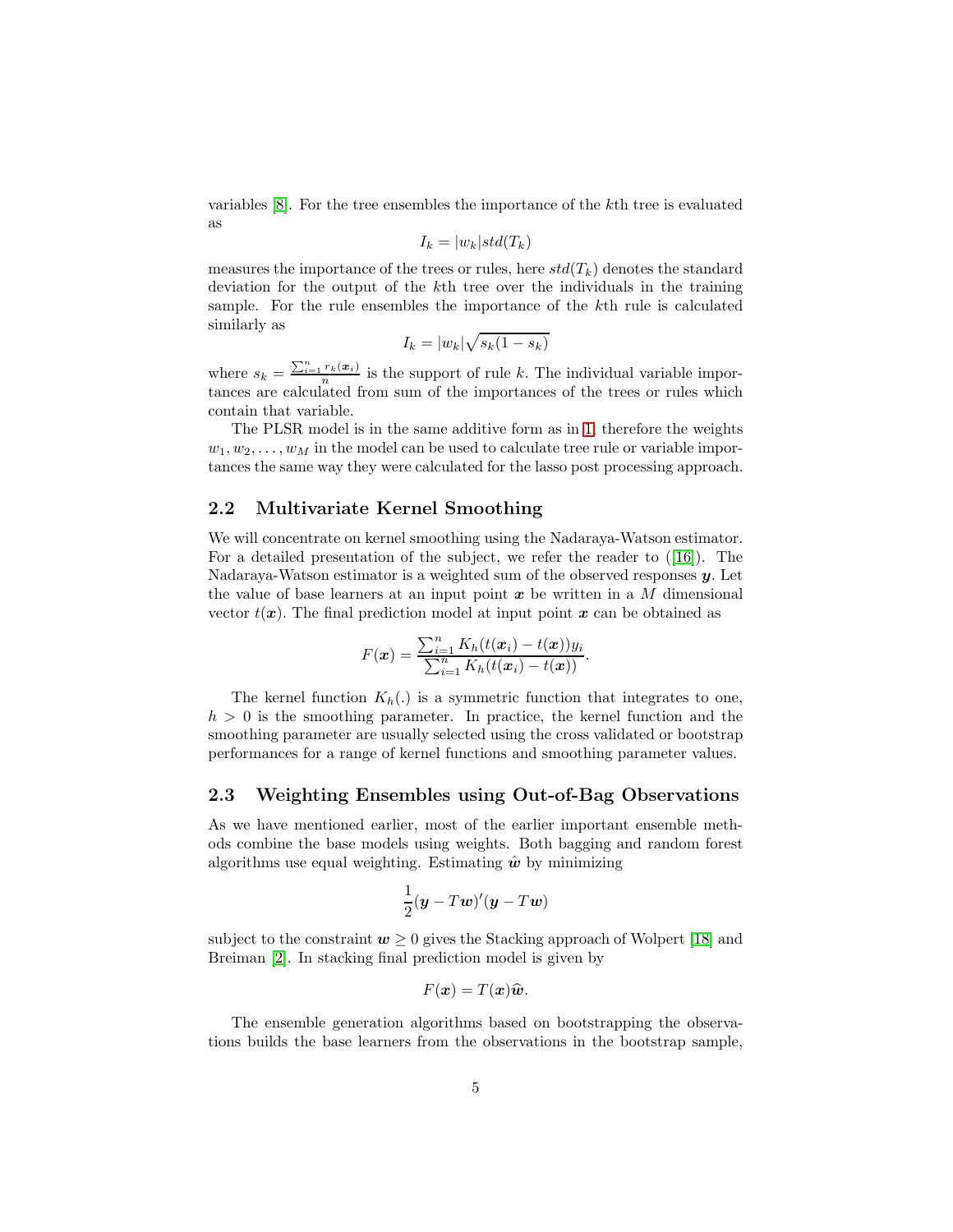variables [8]. For the tree ensembles the importance of the $k$th tree is evaluated as

$$I_k = |w_k| std(T_k)$$

measures the importance of the trees or rules, here $std(T_k)$ denotes the standard deviation for the output of the $k$th tree over the individuals in the training sample. For the rule ensembles the importance of the $k$th rule is calculated similarly as

$$I_k = |w_k| \sqrt{s_k(1 - s_k)}$$

where $s_k = \frac{\sum_{i=1}^{n} r_k(\boldsymbol{x}_i)}{n}$ is the support of rule $k$. The individual variable importances are calculated from sum of the importances of the trees or rules which contain that variable.

The PLSR model is in the same additive form as in 1, therefore the weights $w_1, w_2, \ldots, w_M$ in the model can be used to calculate tree rule or variable importances the same way they were calculated for the lasso post processing approach.

## 2.2 Multivariate Kernel Smoothing

We will concentrate on kernel smoothing using the Nadaraya-Watson estimator. For a detailed presentation of the subject, we refer the reader to ([16]). The Nadaraya-Watson estimator is a weighted sum of the observed responses $\boldsymbol{y}$. Let the value of base learners at an input point $\boldsymbol{x}$ be written in a $M$ dimensional vector $t(\boldsymbol{x})$. The final prediction model at input point $\boldsymbol{x}$ can be obtained as

$$F(\boldsymbol{x}) = \frac{\sum_{i=1}^{n} K_h(t(\boldsymbol{x}_i) - t(\boldsymbol{x})) y_i}{\sum_{i=1}^{n} K_h(t(\boldsymbol{x}_i) - t(\boldsymbol{x}))}.$$

The kernel function $K_h(.)$ is a symmetric function that integrates to one, $h > 0$ is the smoothing parameter. In practice, the kernel function and the smoothing parameter are usually selected using the cross validated or bootstrap performances for a range of kernel functions and smoothing parameter values.

## 2.3 Weighting Ensembles using Out-of-Bag Observations

As we have mentioned earlier, most of the earlier important ensemble methods combine the base models using weights. Both bagging and random forest algorithms use equal weighting. Estimating $\hat{\boldsymbol{w}}$ by minimizing

$$\frac{1}{2}(\boldsymbol{y} - T\boldsymbol{w})'(\boldsymbol{y} - T\boldsymbol{w})$$

subject to the constraint $\boldsymbol{w} \geq 0$ gives the Stacking approach of Wolpert [18] and Breiman [2]. In stacking final prediction model is given by

$$F(\boldsymbol{x}) = T(\boldsymbol{x})\widehat{\boldsymbol{w}}.$$

The ensemble generation algorithms based on bootstrapping the observations builds the base learners from the observations in the bootstrap sample,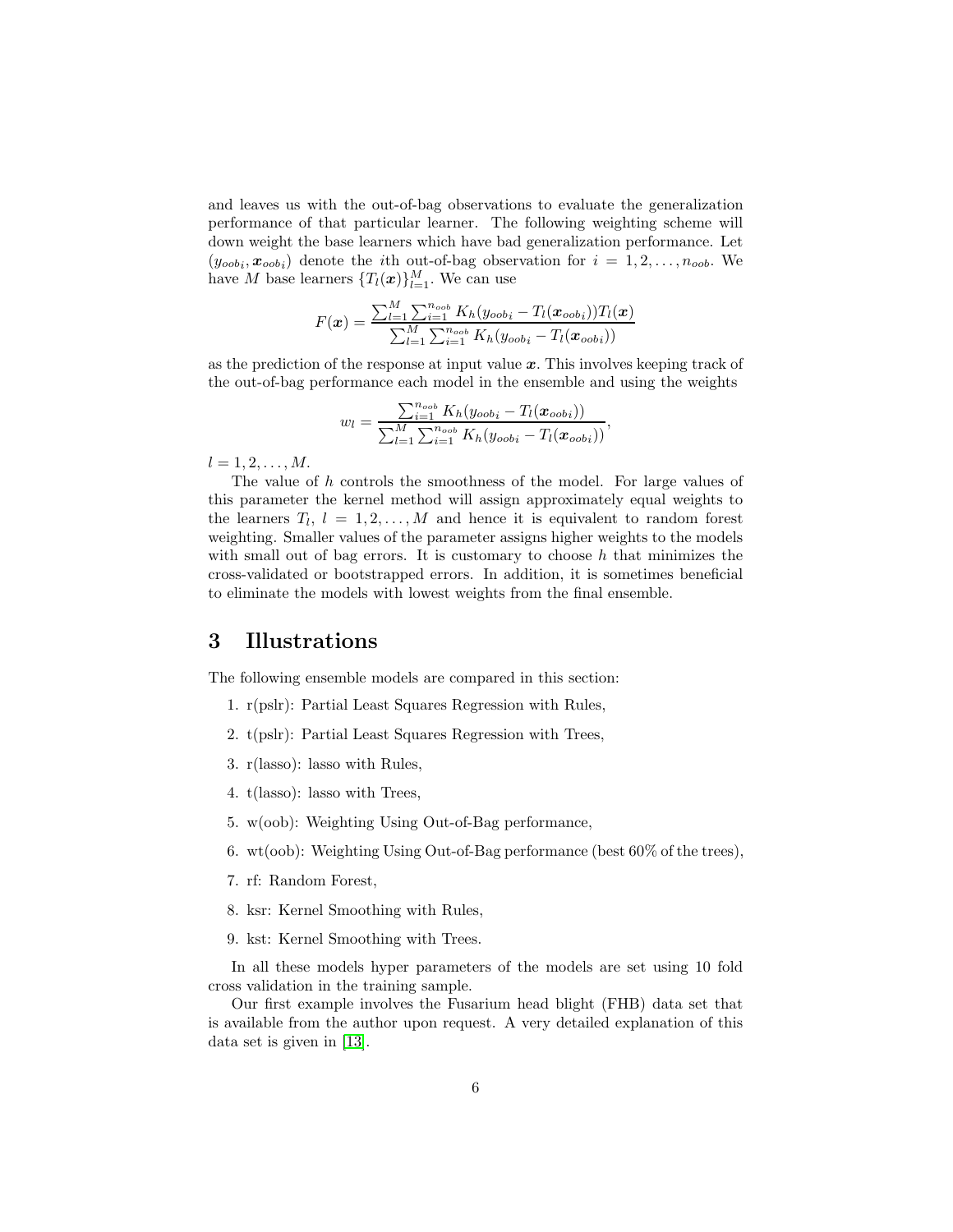and leaves us with the out-of-bag observations to evaluate the generalization performance of that particular learner. The following weighting scheme will down weight the base learners which have bad generalization performance. Let $(y_{oob_i}, \boldsymbol{x}_{oob_i})$ denote the $i$th out-of-bag observation for $i = 1, 2, \ldots, n_{oob}$. We have $M$ base learners $\{T_l(\boldsymbol{x})\}_{l=1}^{M}$. We can use

$$F(\boldsymbol{x}) = \frac{\sum_{l=1}^{M}\sum_{i=1}^{n_{oob}} K_h(y_{oob_i} - T_l(\boldsymbol{x}_{oob_i}))T_l(\boldsymbol{x})}{\sum_{l=1}^{M}\sum_{i=1}^{n_{oob}} K_h(y_{oob_i} - T_l(\boldsymbol{x}_{oob_i}))}$$

as the prediction of the response at input value $\boldsymbol{x}$. This involves keeping track of the out-of-bag performance each model in the ensemble and using the weights

$$w_l = \frac{\sum_{i=1}^{n_{oob}} K_h(y_{oob_i} - T_l(\boldsymbol{x}_{oob_i}))}{\sum_{l=1}^{M}\sum_{i=1}^{n_{oob}} K_h(y_{oob_i} - T_l(\boldsymbol{x}_{oob_i}))},$$

$l = 1, 2, \ldots, M$.

The value of $h$ controls the smoothness of the model. For large values of this parameter the kernel method will assign approximately equal weights to the learners $T_l$, $l = 1, 2, \ldots, M$ and hence it is equivalent to random forest weighting. Smaller values of the parameter assigns higher weights to the models with small out of bag errors. It is customary to choose $h$ that minimizes the cross-validated or bootstrapped errors. In addition, it is sometimes beneficial to eliminate the models with lowest weights from the final ensemble.

# 3 Illustrations

The following ensemble models are compared in this section:

1. r(pslr): Partial Least Squares Regression with Rules,
2. t(pslr): Partial Least Squares Regression with Trees,
3. r(lasso): lasso with Rules,
4. t(lasso): lasso with Trees,
5. w(oob): Weighting Using Out-of-Bag performance,
6. wt(oob): Weighting Using Out-of-Bag performance (best 60% of the trees),
7. rf: Random Forest,
8. ksr: Kernel Smoothing with Rules,
9. kst: Kernel Smoothing with Trees.

In all these models hyper parameters of the models are set using 10 fold cross validation in the training sample.

Our first example involves the Fusarium head blight (FHB) data set that is available from the author upon request. A very detailed explanation of this data set is given in [13].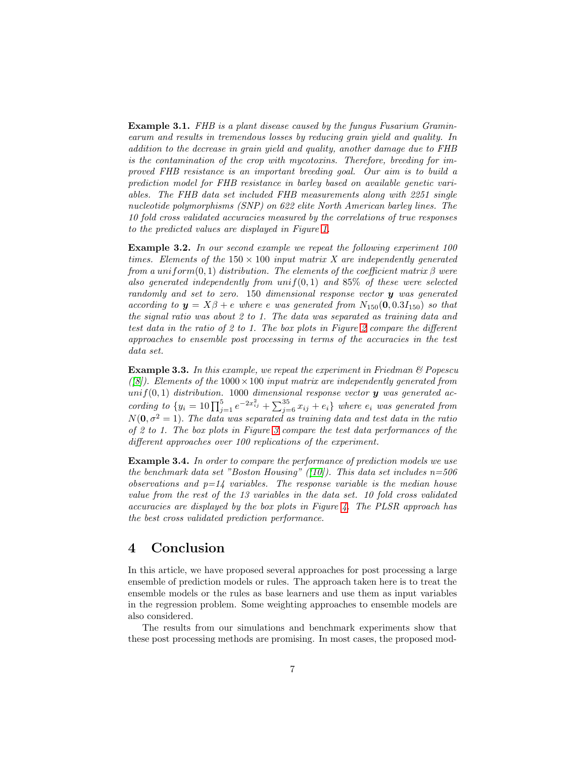**Example 3.1.** *FHB is a plant disease caused by the fungus Fusarium Graminearum and results in tremendous losses by reducing grain yield and quality. In addition to the decrease in grain yield and quality, another damage due to FHB is the contamination of the crop with mycotoxins. Therefore, breeding for improved FHB resistance is an important breeding goal. Our aim is to build a prediction model for FHB resistance in barley based on available genetic variables. The FHB data set included FHB measurements along with 2251 single nucleotide polymorphisms (SNP) on 622 elite North American barley lines. The 10 fold cross validated accuracies measured by the correlations of true responses to the predicted values are displayed in Figure 1.*

**Example 3.2.** *In our second example we repeat the following experiment 100 times. Elements of the $150 \times 100$ input matrix $X$ are independently generated from a $uniform(0, 1)$ distribution. The elements of the coefficient matrix $\beta$ were also generated independently from $unif(0, 1)$ and 85% of these were selected randomly and set to zero. 150 dimensional response vector $\boldsymbol{y}$ was generated according to $\boldsymbol{y} = X\beta + e$ where $e$ was generated from $N_{150}(\mathbf{0}, 0.3I_{150})$ so that the signal ratio was about 2 to 1. The data was separated as training data and test data in the ratio of 2 to 1. The box plots in Figure 2 compare the different approaches to ensemble post processing in terms of the accuracies in the test data set.*

**Example 3.3.** *In this example, we repeat the experiment in Friedman & Popescu ([8]). Elements of the $1000 \times 100$ input matrix are independently generated from $unif(0, 1)$ distribution. 1000 dimensional response vector $\boldsymbol{y}$ was generated according to $\{y_i = 10 \prod_{j=1}^{5} e^{-2x_{ij}^2} + \sum_{j=6}^{35} x_{ij} + e_i\}$ where $e_i$ was generated from $N(\mathbf{0}, \sigma^2 = 1)$. The data was separated as training data and test data in the ratio of 2 to 1. The box plots in Figure 3 compare the test data performances of the different approaches over 100 replications of the experiment.*

**Example 3.4.** *In order to compare the performance of prediction models we use the benchmark data set "Boston Housing" ([10]). This data set includes n=506 observations and p=14 variables. The response variable is the median house value from the rest of the 13 variables in the data set. 10 fold cross validated accuracies are displayed by the box plots in Figure 4. The PLSR approach has the best cross validated prediction performance.*

## 4 Conclusion

In this article, we have proposed several approaches for post processing a large ensemble of prediction models or rules. The approach taken here is to treat the ensemble models or the rules as base learners and use them as input variables in the regression problem. Some weighting approaches to ensemble models are also considered.

The results from our simulations and benchmark experiments show that these post processing methods are promising. In most cases, the proposed mod-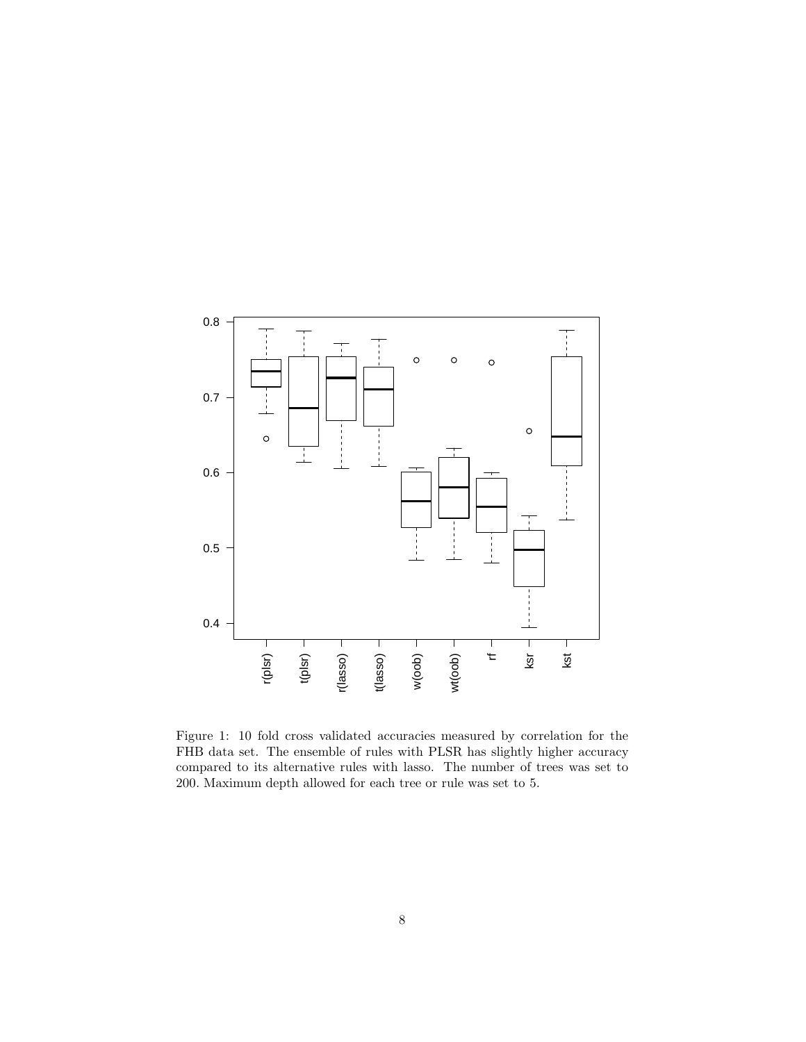Figure 1: 10 fold cross validated accuracies measured by correlation for the FHB data set. The ensemble of rules with PLSR has slightly higher accuracy compared to its alternative rules with lasso. The number of trees was set to 200. Maximum depth allowed for each tree or rule was set to 5.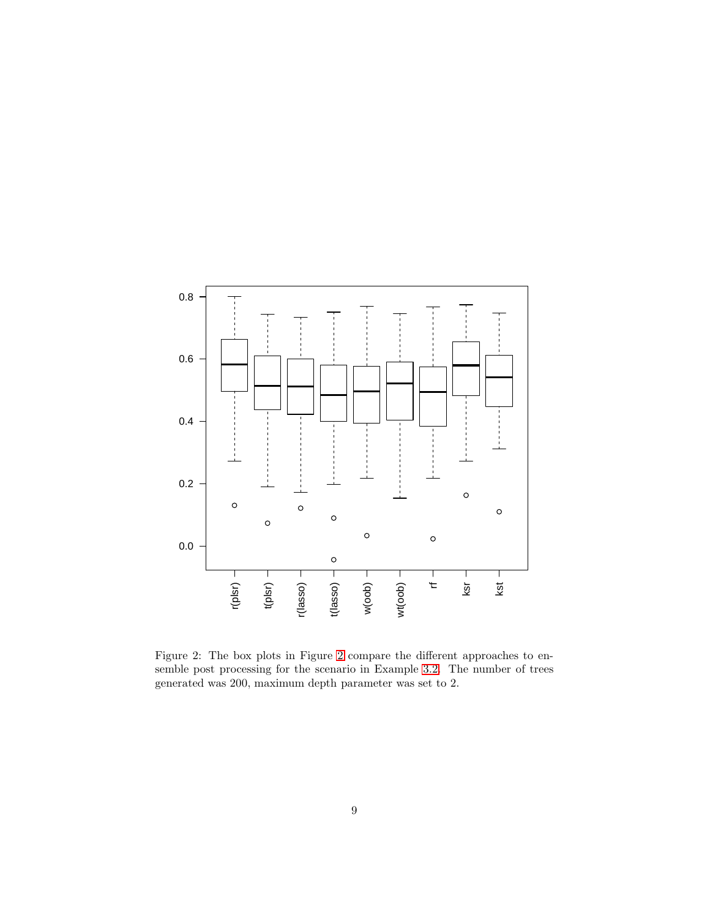Figure 2: The box plots in Figure 2 compare the different approaches to ensemble post processing for the scenario in Example 3.2. The number of trees generated was 200, maximum depth parameter was set to 2.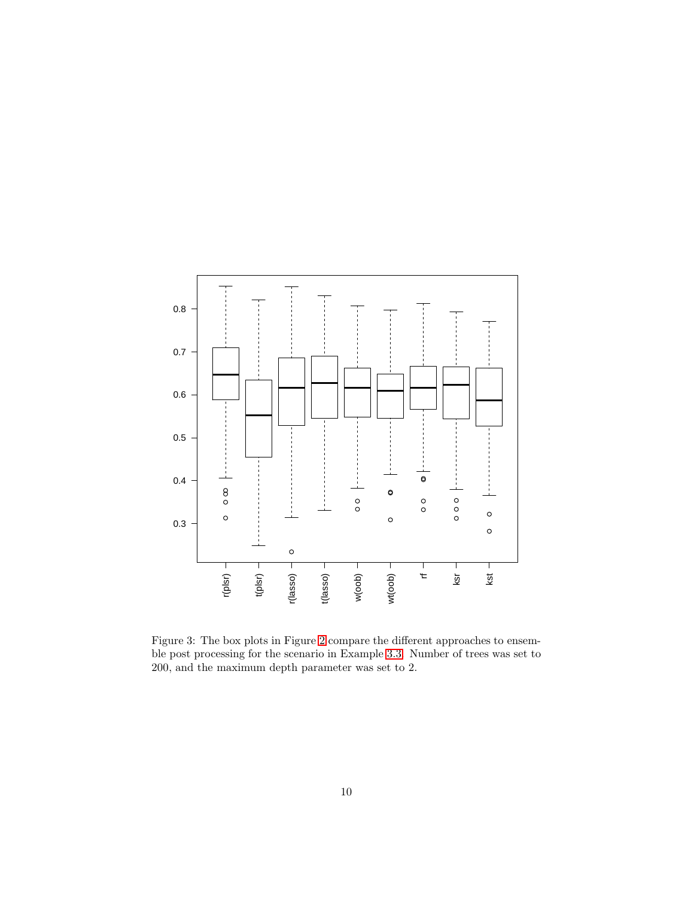Figure 3: The box plots in Figure 2 compare the different approaches to ensemble post processing for the scenario in Example 3.3. Number of trees was set to 200, and the maximum depth parameter was set to 2.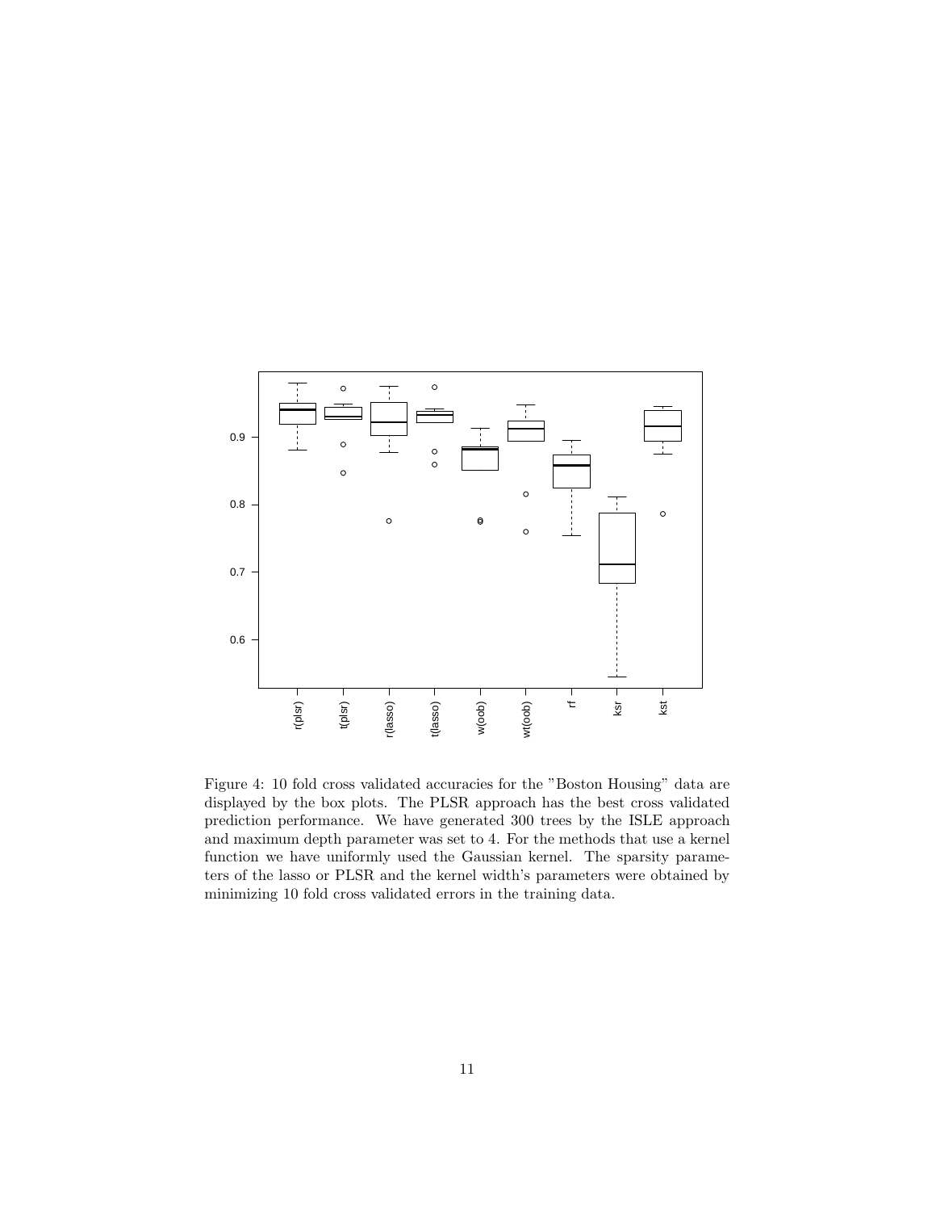Figure 4: 10 fold cross validated accuracies for the "Boston Housing" data are displayed by the box plots. The PLSR approach has the best cross validated prediction performance. We have generated 300 trees by the ISLE approach and maximum depth parameter was set to 4. For the methods that use a kernel function we have uniformly used the Gaussian kernel. The sparsity parameters of the lasso or PLSR and the kernel width's parameters were obtained by minimizing 10 fold cross validated errors in the training data.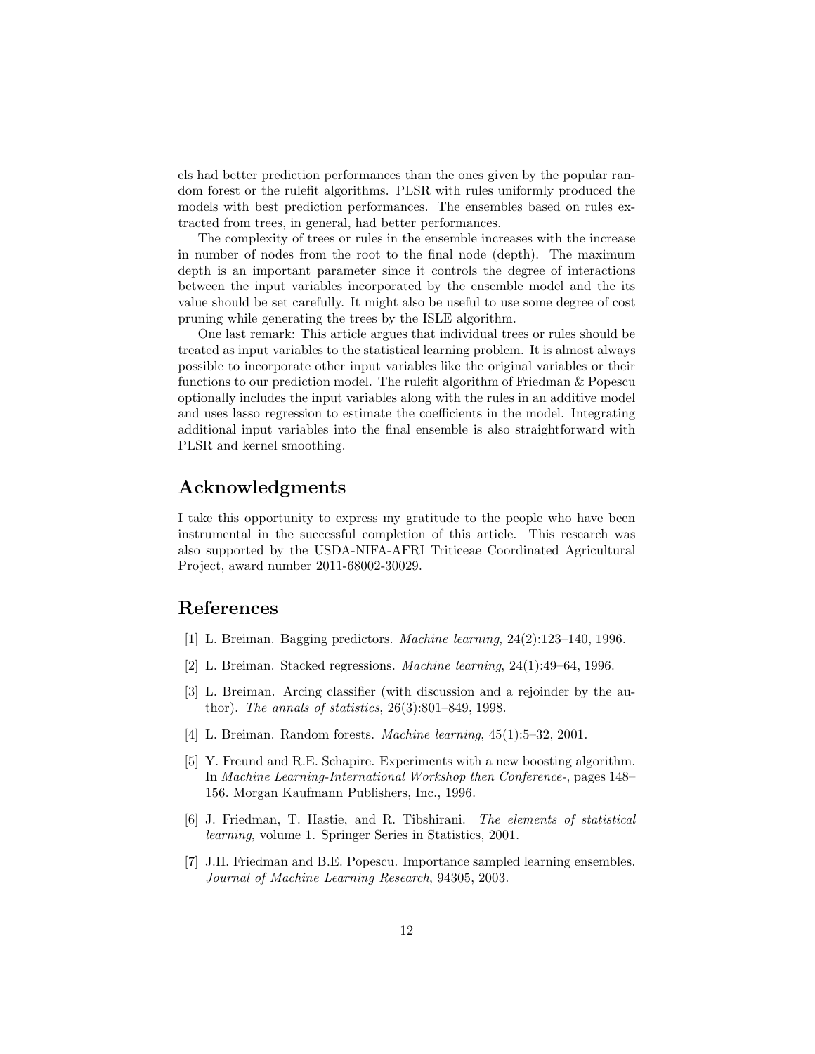els had better prediction performances than the ones given by the popular random forest or the rulefit algorithms. PLSR with rules uniformly produced the models with best prediction performances. The ensembles based on rules extracted from trees, in general, had better performances.

The complexity of trees or rules in the ensemble increases with the increase in number of nodes from the root to the final node (depth). The maximum depth is an important parameter since it controls the degree of interactions between the input variables incorporated by the ensemble model and the its value should be set carefully. It might also be useful to use some degree of cost pruning while generating the trees by the ISLE algorithm.

One last remark: This article argues that individual trees or rules should be treated as input variables to the statistical learning problem. It is almost always possible to incorporate other input variables like the original variables or their functions to our prediction model. The rulefit algorithm of Friedman & Popescu optionally includes the input variables along with the rules in an additive model and uses lasso regression to estimate the coefficients in the model. Integrating additional input variables into the final ensemble is also straightforward with PLSR and kernel smoothing.

## Acknowledgments

I take this opportunity to express my gratitude to the people who have been instrumental in the successful completion of this article. This research was also supported by the USDA-NIFA-AFRI Triticeae Coordinated Agricultural Project, award number 2011-68002-30029.

## References

[1] L. Breiman. Bagging predictors. *Machine learning*, 24(2):123–140, 1996.

[2] L. Breiman. Stacked regressions. *Machine learning*, 24(1):49–64, 1996.

[3] L. Breiman. Arcing classifier (with discussion and a rejoinder by the author). *The annals of statistics*, 26(3):801–849, 1998.

[4] L. Breiman. Random forests. *Machine learning*, 45(1):5–32, 2001.

[5] Y. Freund and R.E. Schapire. Experiments with a new boosting algorithm. In *Machine Learning-International Workshop then Conference-*, pages 148–156. Morgan Kaufmann Publishers, Inc., 1996.

[6] J. Friedman, T. Hastie, and R. Tibshirani. *The elements of statistical learning*, volume 1. Springer Series in Statistics, 2001.

[7] J.H. Friedman and B.E. Popescu. Importance sampled learning ensembles. *Journal of Machine Learning Research*, 94305, 2003.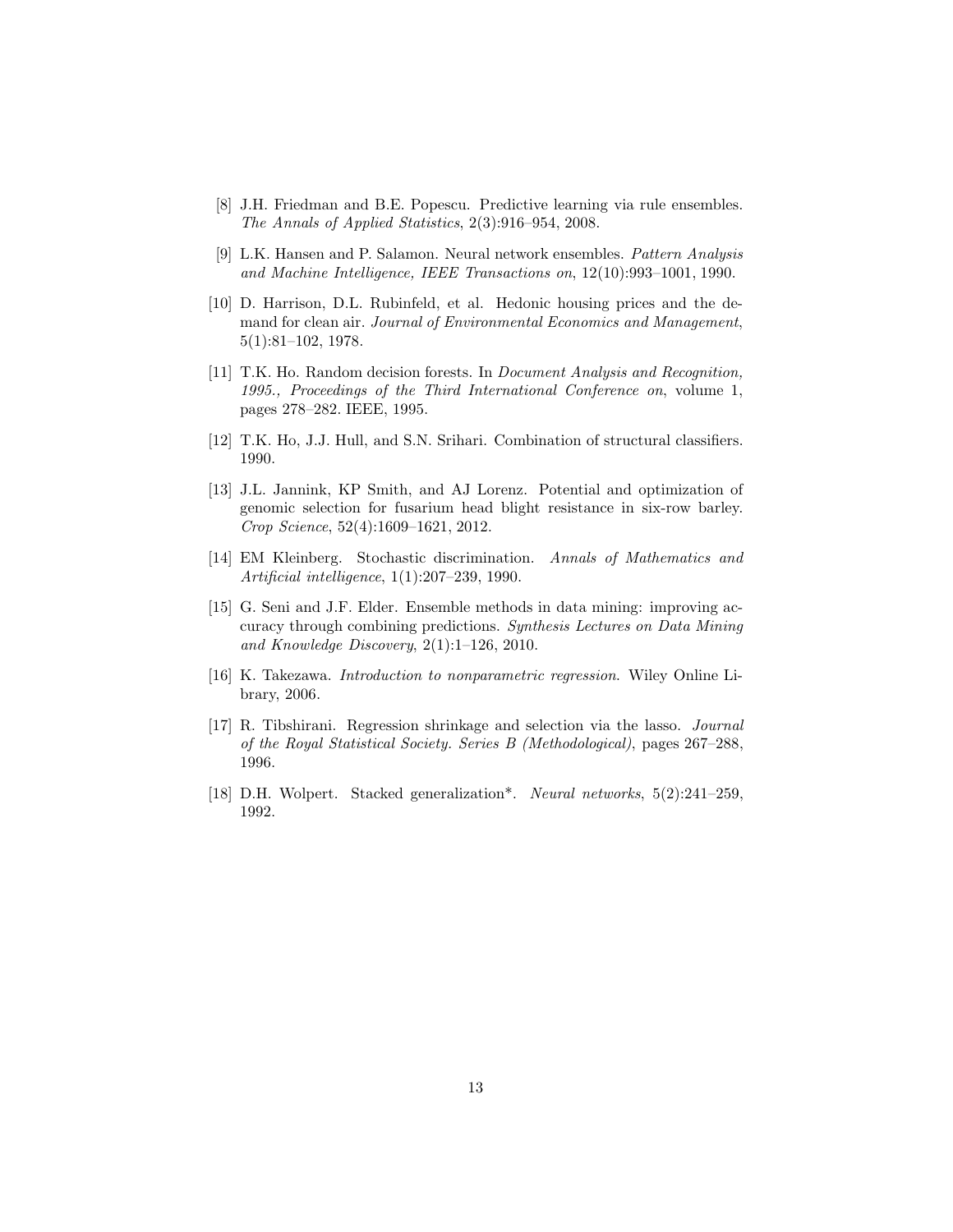[8] J.H. Friedman and B.E. Popescu. Predictive learning via rule ensembles. *The Annals of Applied Statistics*, 2(3):916–954, 2008.

[9] L.K. Hansen and P. Salamon. Neural network ensembles. *Pattern Analysis and Machine Intelligence, IEEE Transactions on*, 12(10):993–1001, 1990.

[10] D. Harrison, D.L. Rubinfeld, et al. Hedonic housing prices and the demand for clean air. *Journal of Environmental Economics and Management*, 5(1):81–102, 1978.

[11] T.K. Ho. Random decision forests. In *Document Analysis and Recognition, 1995., Proceedings of the Third International Conference on*, volume 1, pages 278–282. IEEE, 1995.

[12] T.K. Ho, J.J. Hull, and S.N. Srihari. Combination of structural classifiers. 1990.

[13] J.L. Jannink, KP Smith, and AJ Lorenz. Potential and optimization of genomic selection for fusarium head blight resistance in six-row barley. *Crop Science*, 52(4):1609–1621, 2012.

[14] EM Kleinberg. Stochastic discrimination. *Annals of Mathematics and Artificial intelligence*, 1(1):207–239, 1990.

[15] G. Seni and J.F. Elder. Ensemble methods in data mining: improving accuracy through combining predictions. *Synthesis Lectures on Data Mining and Knowledge Discovery*, 2(1):1–126, 2010.

[16] K. Takezawa. *Introduction to nonparametric regression*. Wiley Online Library, 2006.

[17] R. Tibshirani. Regression shrinkage and selection via the lasso. *Journal of the Royal Statistical Society. Series B (Methodological)*, pages 267–288, 1996.

[18] D.H. Wolpert. Stacked generalization*. *Neural networks*, 5(2):241–259, 1992.